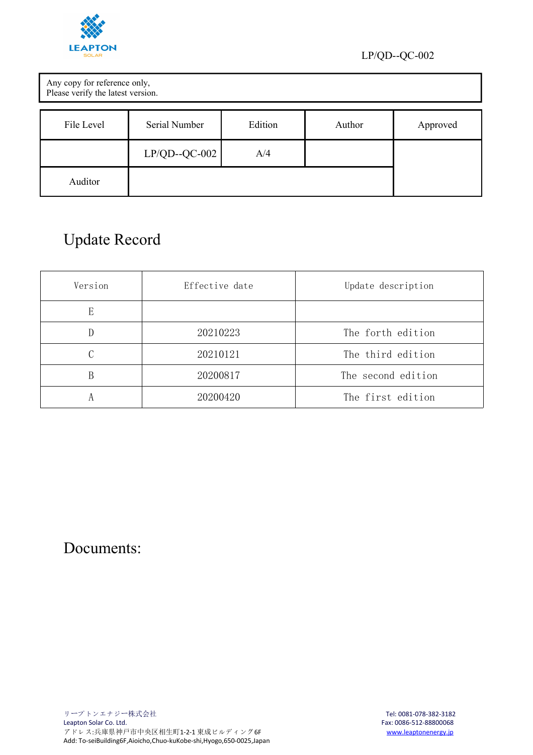Any copy for reference only,
Please verify the latest version.

| File Level | Serial Number | Edition | Author | Approved |
|---|---|---|---|---|
| | LP/QD--QC-002 | A/4 | | |
| Auditor | | | | |

# Update Record

| Version | Effective date | Update description |
|---|---|---|
| E | | |
| D | 20210223 | The forth edition |
| C | 20210121 | The third edition |
| B | 20200817 | The second edition |
| A | 20200420 | The first edition |

# Documents: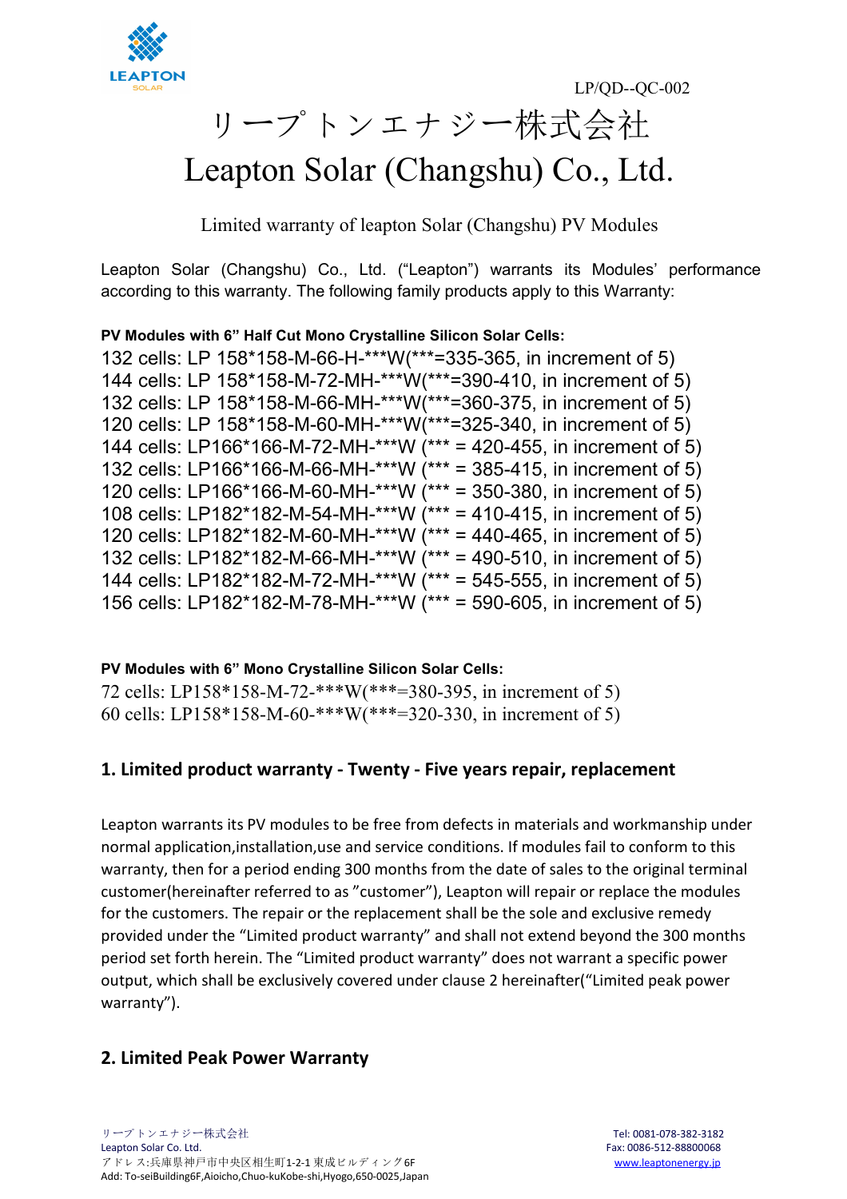LP/QD--QC-002

# リープトンエナジー株式会社
# Leapton Solar (Changshu) Co., Ltd.

Limited warranty of leapton Solar (Changshu) PV Modules

Leapton Solar (Changshu) Co., Ltd. ("Leapton") warrants its Modules' performance according to this warranty. The following family products apply to this Warranty:

**PV Modules with 6" Half Cut Mono Crystalline Silicon Solar Cells:**

132 cells: LP 158*158-M-66-H-***W(***=335-365, in increment of 5)
144 cells: LP 158*158-M-72-MH-***W(***=390-410, in increment of 5)
132 cells: LP 158*158-M-66-MH-***W(***=360-375, in increment of 5)
120 cells: LP 158*158-M-60-MH-***W(***=325-340, in increment of 5)
144 cells: LP166*166-M-72-MH-***W (*** = 420-455, in increment of 5)
132 cells: LP166*166-M-66-MH-***W (*** = 385-415, in increment of 5)
120 cells: LP166*166-M-60-MH-***W (*** = 350-380, in increment of 5)
108 cells: LP182*182-M-54-MH-***W (*** = 410-415, in increment of 5)
120 cells: LP182*182-M-60-MH-***W (*** = 440-465, in increment of 5)
132 cells: LP182*182-M-66-MH-***W (*** = 490-510, in increment of 5)
144 cells: LP182*182-M-72-MH-***W (*** = 545-555, in increment of 5)
156 cells: LP182*182-M-78-MH-***W (*** = 590-605, in increment of 5)

**PV Modules with 6" Mono Crystalline Silicon Solar Cells:**

72 cells: LP158*158-M-72-***W(***=380-395, in increment of 5)
60 cells: LP158*158-M-60-***W(***=320-330, in increment of 5)

## 1. Limited product warranty - Twenty - Five years repair, replacement

Leapton warrants its PV modules to be free from defects in materials and workmanship under normal application,installation,use and service conditions. If modules fail to conform to this warranty, then for a period ending 300 months from the date of sales to the original terminal customer(hereinafter referred to as "customer"), Leapton will repair or replace the modules for the customers. The repair or the replacement shall be the sole and exclusive remedy provided under the "Limited product warranty" and shall not extend beyond the 300 months period set forth herein. The "Limited product warranty" does not warrant a specific power output, which shall be exclusively covered under clause 2 hereinafter("Limited peak power warranty").

## 2. Limited Peak Power Warranty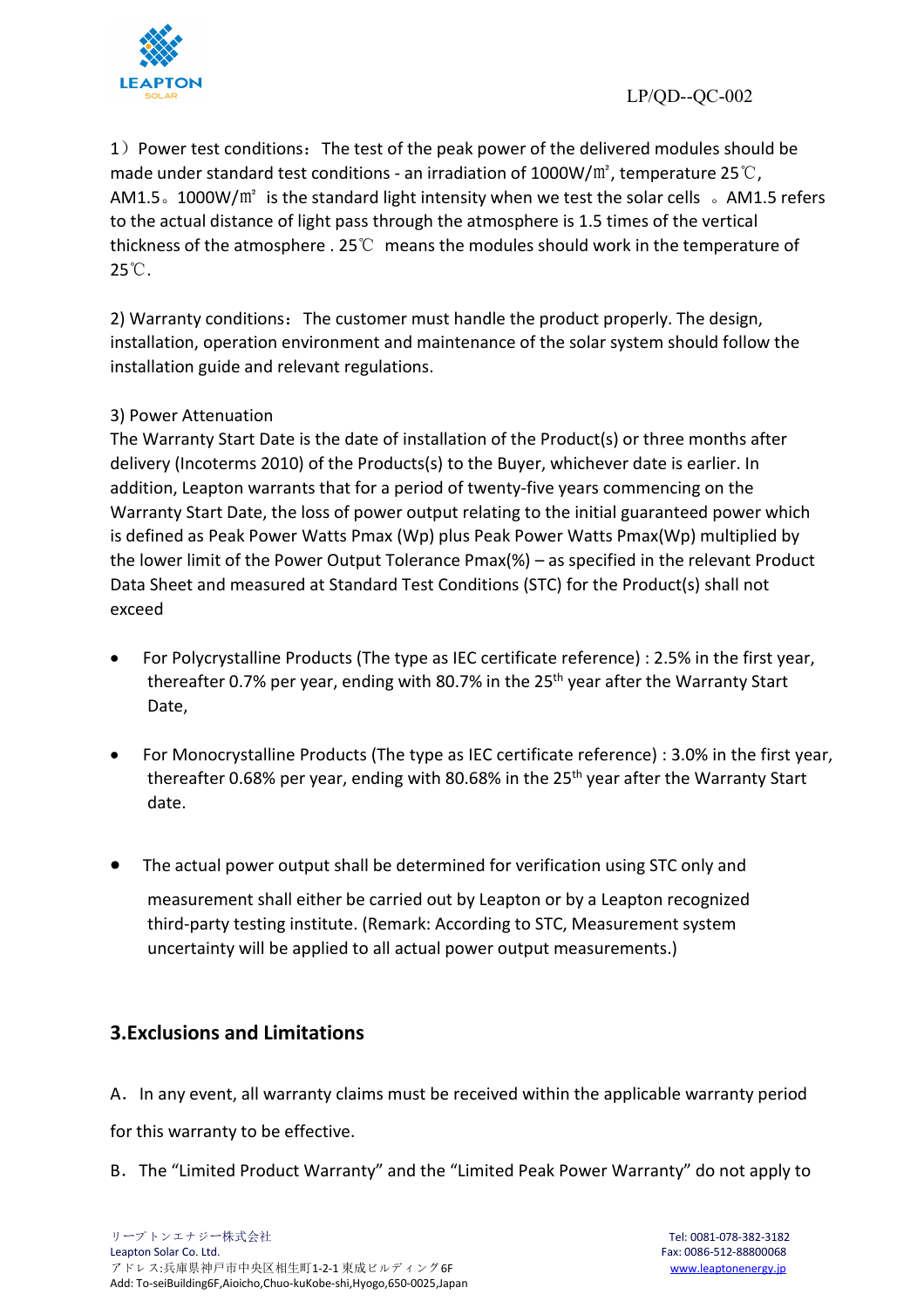1）Power test conditions：The test of the peak power of the delivered modules should be made under standard test conditions - an irradiation of 1000W/㎡, temperature 25℃, AM1.5。1000W/㎡ is the standard light intensity when we test the solar cells 。AM1.5 refers to the actual distance of light pass through the atmosphere is 1.5 times of the vertical thickness of the atmosphere . 25℃ means the modules should work in the temperature of 25℃.

2) Warranty conditions：The customer must handle the product properly. The design, installation, operation environment and maintenance of the solar system should follow the installation guide and relevant regulations.

3) Power Attenuation

The Warranty Start Date is the date of installation of the Product(s) or three months after delivery (Incoterms 2010) of the Products(s) to the Buyer, whichever date is earlier. In addition, Leapton warrants that for a period of twenty-five years commencing on the Warranty Start Date, the loss of power output relating to the initial guaranteed power which is defined as Peak Power Watts Pmax (Wp) plus Peak Power Watts Pmax(Wp) multiplied by the lower limit of the Power Output Tolerance Pmax(%) – as specified in the relevant Product Data Sheet and measured at Standard Test Conditions (STC) for the Product(s) shall not exceed

- For Polycrystalline Products (The type as IEC certificate reference) : 2.5% in the first year, thereafter 0.7% per year, ending with 80.7% in the 25th year after the Warranty Start Date,

- For Monocrystalline Products (The type as IEC certificate reference) : 3.0% in the first year, thereafter 0.68% per year, ending with 80.68% in the 25th year after the Warranty Start date.

- The actual power output shall be determined for verification using STC only and measurement shall either be carried out by Leapton or by a Leapton recognized third-party testing institute. (Remark: According to STC, Measurement system uncertainty will be applied to all actual power output measurements.)

## 3.Exclusions and Limitations

A．In any event, all warranty claims must be received within the applicable warranty period for this warranty to be effective.

B．The “Limited Product Warranty” and the “Limited Peak Power Warranty” do not apply to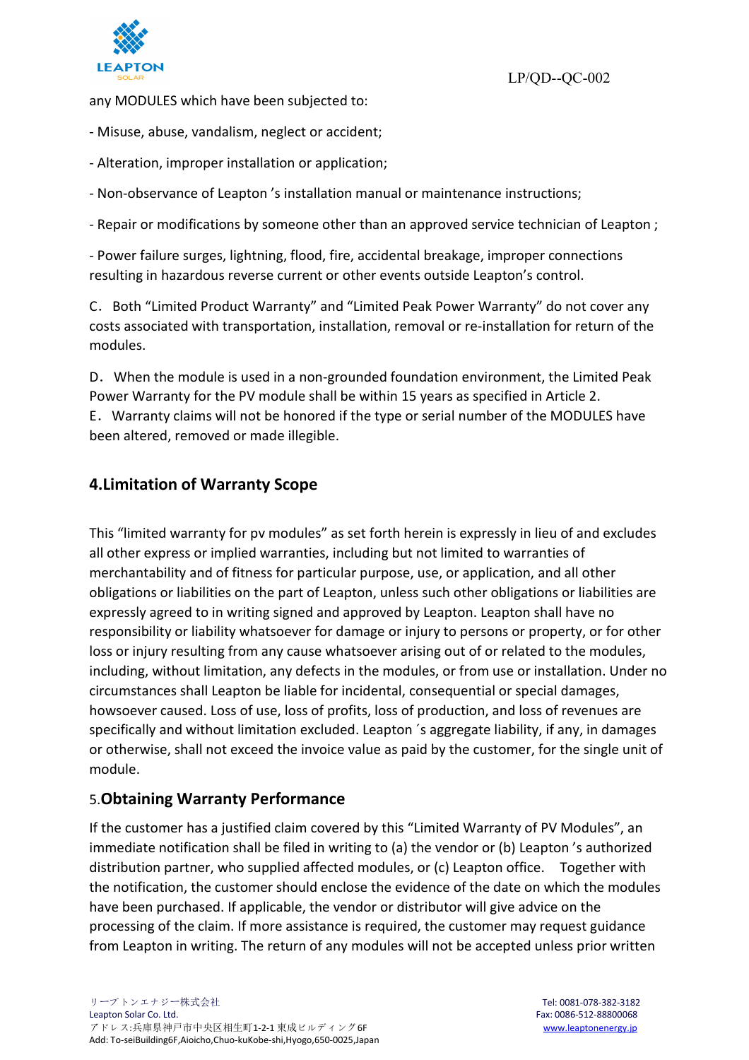any MODULES which have been subjected to:

- Misuse, abuse, vandalism, neglect or accident;

- Alteration, improper installation or application;

- Non-observance of Leapton 's installation manual or maintenance instructions;

- Repair or modifications by someone other than an approved service technician of Leapton ;

- Power failure surges, lightning, flood, fire, accidental breakage, improper connections resulting in hazardous reverse current or other events outside Leapton's control.

C. Both "Limited Product Warranty" and "Limited Peak Power Warranty" do not cover any costs associated with transportation, installation, removal or re-installation for return of the modules.

D. When the module is used in a non-grounded foundation environment, the Limited Peak Power Warranty for the PV module shall be within 15 years as specified in Article 2.
E. Warranty claims will not be honored if the type or serial number of the MODULES have been altered, removed or made illegible.

## 4.Limitation of Warranty Scope

This "limited warranty for pv modules" as set forth herein is expressly in lieu of and excludes all other express or implied warranties, including but not limited to warranties of merchantability and of fitness for particular purpose, use, or application, and all other obligations or liabilities on the part of Leapton, unless such other obligations or liabilities are expressly agreed to in writing signed and approved by Leapton. Leapton shall have no responsibility or liability whatsoever for damage or injury to persons or property, or for other loss or injury resulting from any cause whatsoever arising out of or related to the modules, including, without limitation, any defects in the modules, or from use or installation. Under no circumstances shall Leapton be liable for incidental, consequential or special damages, howsoever caused. Loss of use, loss of profits, loss of production, and loss of revenues are specifically and without limitation excluded. Leapton ´s aggregate liability, if any, in damages or otherwise, shall not exceed the invoice value as paid by the customer, for the single unit of module.

## 5.Obtaining Warranty Performance

If the customer has a justified claim covered by this "Limited Warranty of PV Modules", an immediate notification shall be filed in writing to (a) the vendor or (b) Leapton 's authorized distribution partner, who supplied affected modules, or (c) Leapton office. Together with the notification, the customer should enclose the evidence of the date on which the modules have been purchased. If applicable, the vendor or distributor will give advice on the processing of the claim. If more assistance is required, the customer may request guidance from Leapton in writing. The return of any modules will not be accepted unless prior written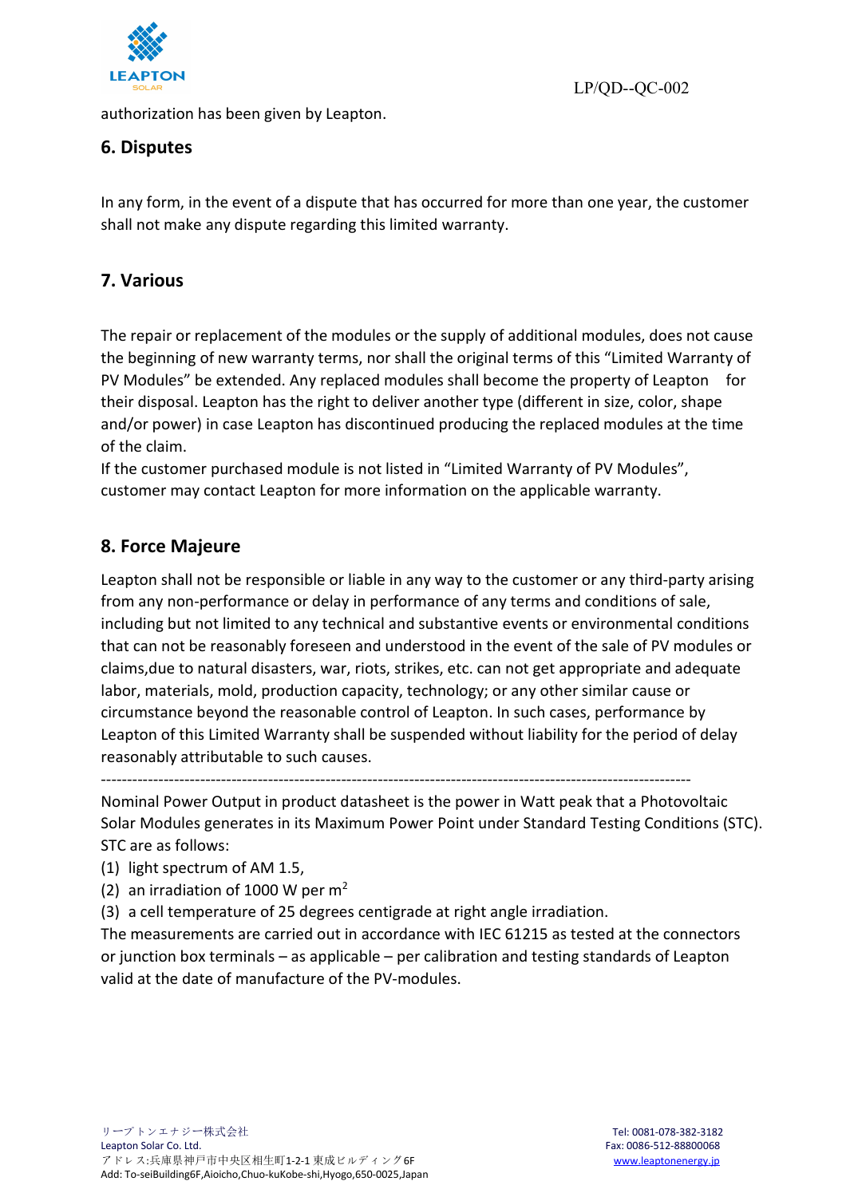authorization has been given by Leapton.

## 6. Disputes

In any form, in the event of a dispute that has occurred for more than one year, the customer shall not make any dispute regarding this limited warranty.

## 7. Various

The repair or replacement of the modules or the supply of additional modules, does not cause the beginning of new warranty terms, nor shall the original terms of this "Limited Warranty of PV Modules" be extended. Any replaced modules shall become the property of Leapton for their disposal. Leapton has the right to deliver another type (different in size, color, shape and/or power) in case Leapton has discontinued producing the replaced modules at the time of the claim.

If the customer purchased module is not listed in "Limited Warranty of PV Modules", customer may contact Leapton for more information on the applicable warranty.

## 8. Force Majeure

Leapton shall not be responsible or liable in any way to the customer or any third-party arising from any non-performance or delay in performance of any terms and conditions of sale, including but not limited to any technical and substantive events or environmental conditions that can not be reasonably foreseen and understood in the event of the sale of PV modules or claims,due to natural disasters, war, riots, strikes, etc. can not get appropriate and adequate labor, materials, mold, production capacity, technology; or any other similar cause or circumstance beyond the reasonable control of Leapton. In such cases, performance by Leapton of this Limited Warranty shall be suspended without liability for the period of delay reasonably attributable to such causes.

---

Nominal Power Output in product datasheet is the power in Watt peak that a Photovoltaic Solar Modules generates in its Maximum Power Point under Standard Testing Conditions (STC). STC are as follows:

(1) light spectrum of AM 1.5,

(2) an irradiation of 1000 W per $m^2$

(3) a cell temperature of 25 degrees centigrade at right angle irradiation.

The measurements are carried out in accordance with IEC 61215 as tested at the connectors or junction box terminals – as applicable – per calibration and testing standards of Leapton valid at the date of manufacture of the PV-modules.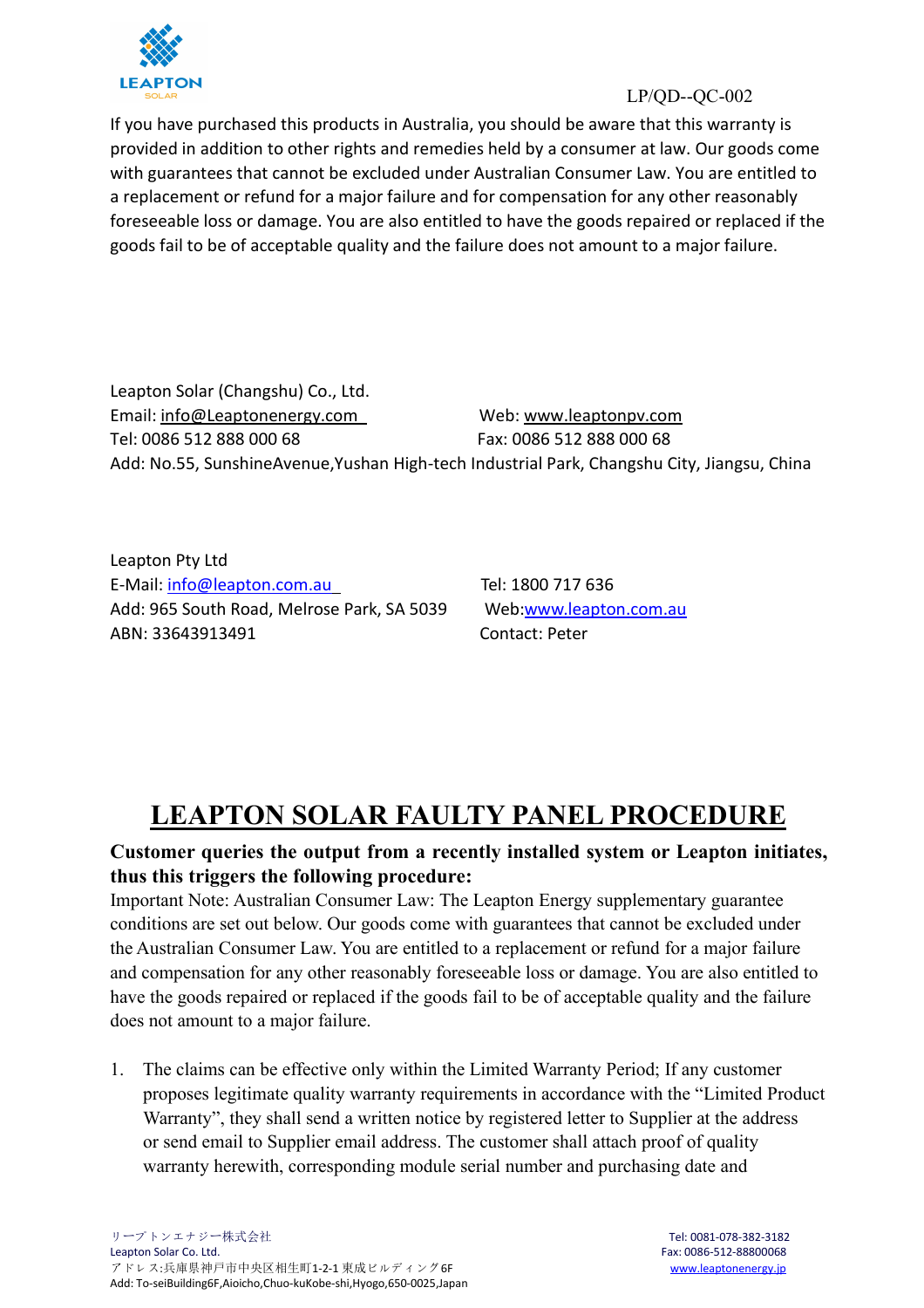If you have purchased this products in Australia, you should be aware that this warranty is provided in addition to other rights and remedies held by a consumer at law. Our goods come with guarantees that cannot be excluded under Australian Consumer Law. You are entitled to a replacement or refund for a major failure and for compensation for any other reasonably foreseeable loss or damage. You are also entitled to have the goods repaired or replaced if the goods fail to be of acceptable quality and the failure does not amount to a major failure.

Leapton Solar (Changshu) Co., Ltd.
Email: info@Leaptonenergy.com
Web: www.leaptonpv.com
Tel: 0086 512 888 000 68
Fax: 0086 512 888 000 68
Add: No.55, SunshineAvenue,Yushan High-tech Industrial Park, Changshu City, Jiangsu, China

Leapton Pty Ltd
E-Mail: info@leapton.com.au
Tel: 1800 717 636
Add: 965 South Road, Melrose Park, SA 5039
Web:www.leapton.com.au
ABN: 33643913491
Contact: Peter

# LEAPTON SOLAR FAULTY PANEL PROCEDURE

**Customer queries the output from a recently installed system or Leapton initiates, thus this triggers the following procedure:**

Important Note: Australian Consumer Law: The Leapton Energy supplementary guarantee conditions are set out below. Our goods come with guarantees that cannot be excluded under the Australian Consumer Law. You are entitled to a replacement or refund for a major failure and compensation for any other reasonably foreseeable loss or damage. You are also entitled to have the goods repaired or replaced if the goods fail to be of acceptable quality and the failure does not amount to a major failure.

1. The claims can be effective only within the Limited Warranty Period; If any customer proposes legitimate quality warranty requirements in accordance with the “Limited Product Warranty”, they shall send a written notice by registered letter to Supplier at the address or send email to Supplier email address. The customer shall attach proof of quality warranty herewith, corresponding module serial number and purchasing date and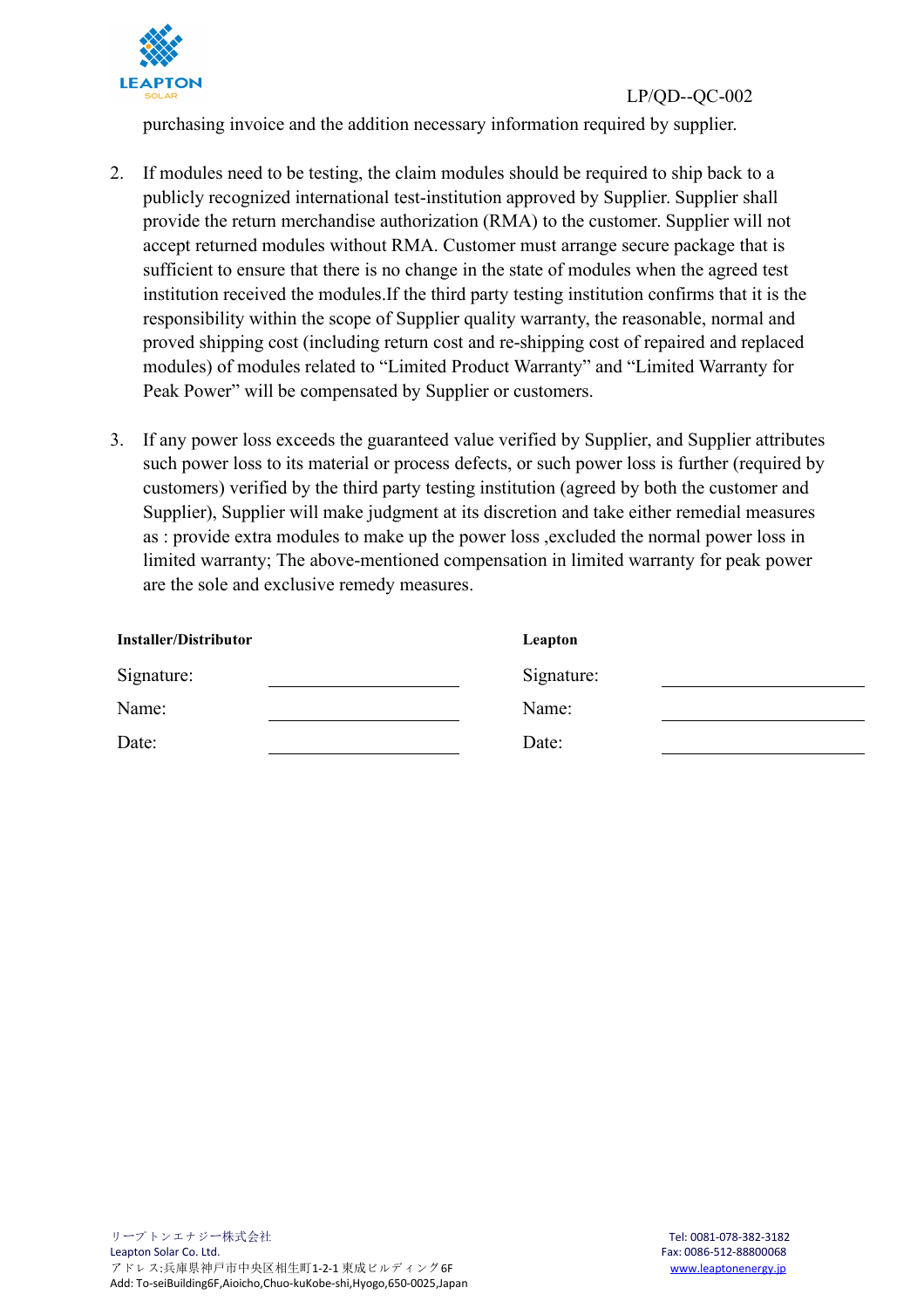purchasing invoice and the addition necessary information required by supplier.

2. If modules need to be testing, the claim modules should be required to ship back to a publicly recognized international test-institution approved by Supplier. Supplier shall provide the return merchandise authorization (RMA) to the customer. Supplier will not accept returned modules without RMA. Customer must arrange secure package that is sufficient to ensure that there is no change in the state of modules when the agreed test institution received the modules.If the third party testing institution confirms that it is the responsibility within the scope of Supplier quality warranty, the reasonable, normal and proved shipping cost (including return cost and re-shipping cost of repaired and replaced modules) of modules related to “Limited Product Warranty” and “Limited Warranty for Peak Power” will be compensated by Supplier or customers.

3. If any power loss exceeds the guaranteed value verified by Supplier, and Supplier attributes such power loss to its material or process defects, or such power loss is further (required by customers) verified by the third party testing institution (agreed by both the customer and Supplier), Supplier will make judgment at its discretion and take either remedial measures as : provide extra modules to make up the power loss ,excluded the normal power loss in limited warranty; The above-mentioned compensation in limited warranty for peak power are the sole and exclusive remedy measures.

| **Installer/Distributor** | | **Leapton** | |
|---|---|---|---|
| Signature: | | Signature: | |
| Name: | | Name: | |
| Date: | | Date: | |

リープトンエナジー株式会社
Leapton Solar Co. Ltd.
アドレス:兵庫県神戸市中央区相生町1-2-1 東成ビルディング6F
Add: To-seiBuilding6F,Aioicho,Chuo-kuKobe-shi,Hyogo,650-0025,Japan

Tel: 0081-078-382-3182
Fax: 0086-512-88800068
www.leaptonenergy.jp